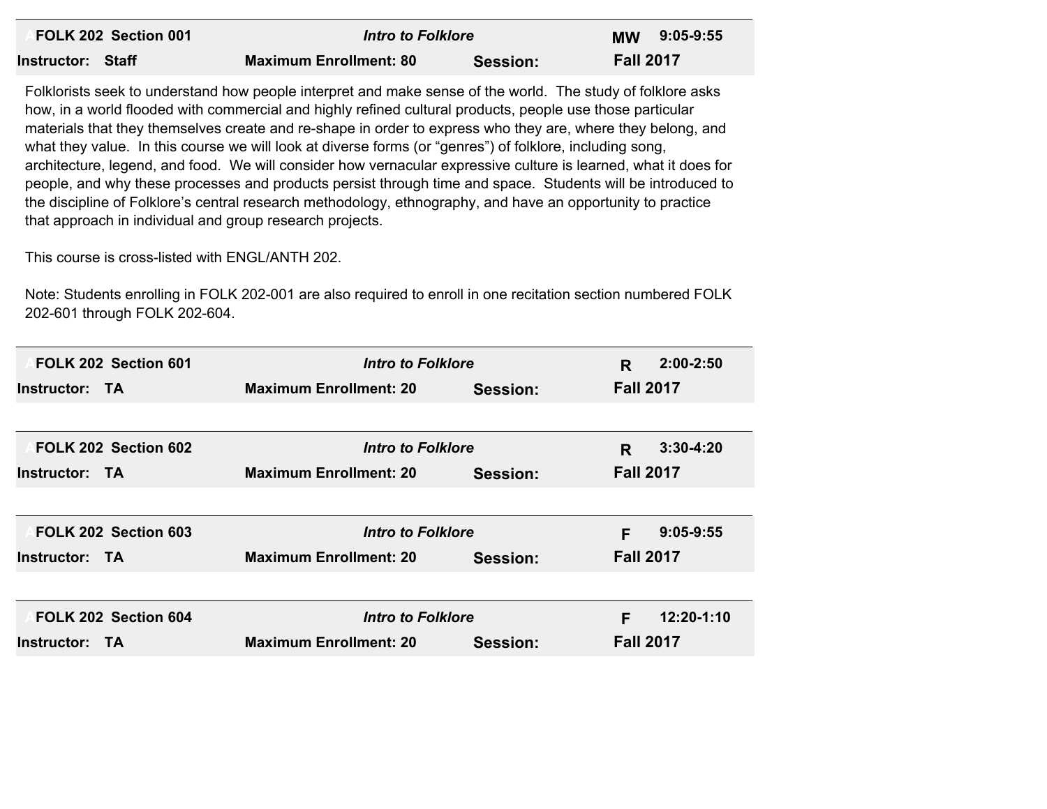**FOLK 202 Section 001** | ***Intro to Folklore*** | **MW 9:05-9:55**

**Instructor: Staff** | **Maximum Enrollment: 80** | **Session: Fall 2017**

Folklorists seek to understand how people interpret and make sense of the world. The study of folklore asks how, in a world flooded with commercial and highly refined cultural products, people use those particular materials that they themselves create and re-shape in order to express who they are, where they belong, and what they value. In this course we will look at diverse forms (or "genres") of folklore, including song, architecture, legend, and food. We will consider how vernacular expressive culture is learned, what it does for people, and why these processes and products persist through time and space. Students will be introduced to the discipline of Folklore's central research methodology, ethnography, and have an opportunity to practice that approach in individual and group research projects.

This course is cross-listed with ENGL/ANTH 202.

Note: Students enrolling in FOLK 202-001 are also required to enroll in one recitation section numbered FOLK 202-601 through FOLK 202-604.

---

**FOLK 202 Section 601** | ***Intro to Folklore*** | **R 2:00-2:50**

**Instructor: TA** | **Maximum Enrollment: 20** | **Session: Fall 2017**

---

**FOLK 202 Section 602** | ***Intro to Folklore*** | **R 3:30-4:20**

**Instructor: TA** | **Maximum Enrollment: 20** | **Session: Fall 2017**

---

**FOLK 202 Section 603** | ***Intro to Folklore*** | **F 9:05-9:55**

**Instructor: TA** | **Maximum Enrollment: 20** | **Session: Fall 2017**

---

**FOLK 202 Section 604** | ***Intro to Folklore*** | **F 12:20-1:10**

**Instructor: TA** | **Maximum Enrollment: 20** | **Session: Fall 2017**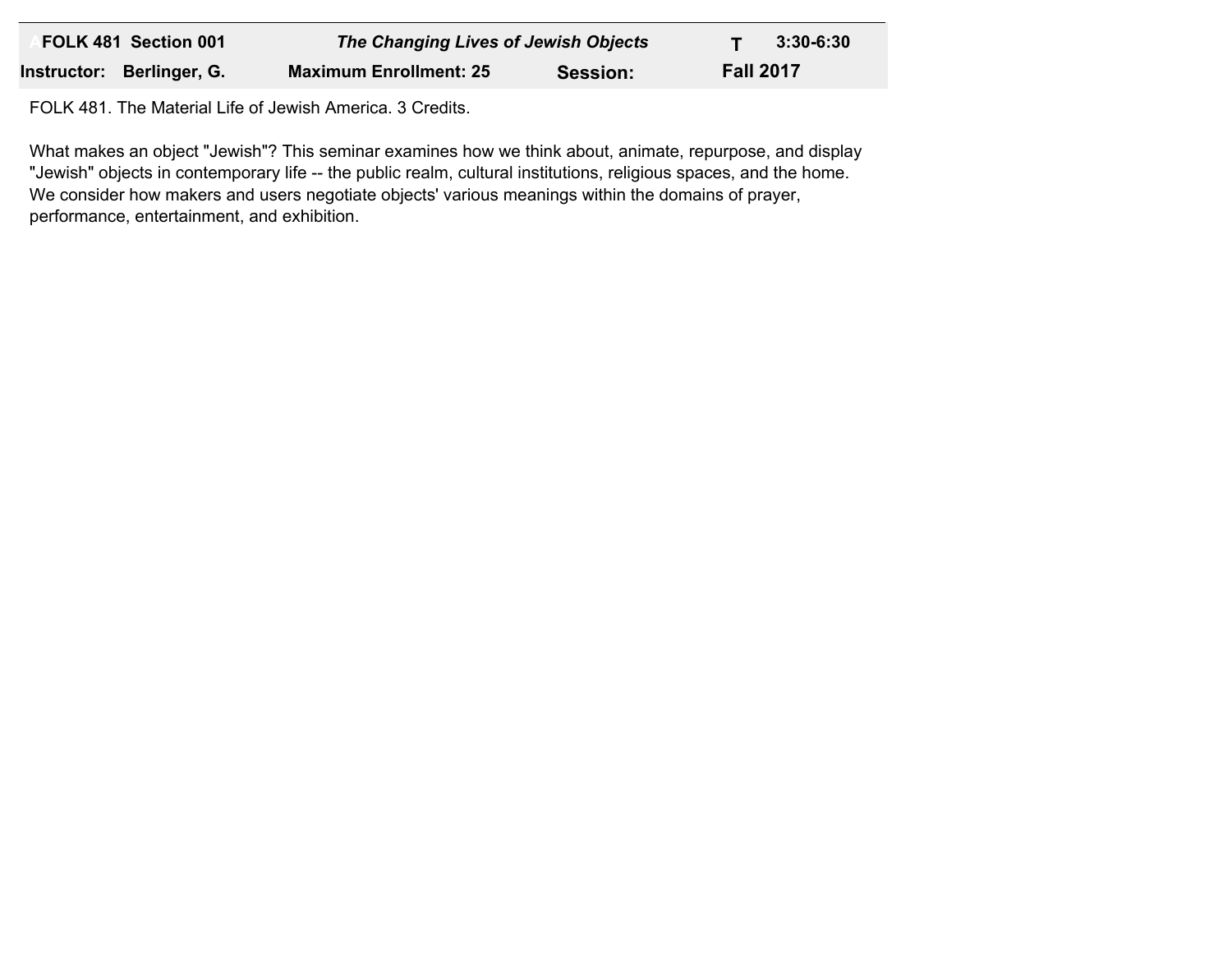| | | | | | |
|---|---|---|---|---|---|
| **FOLK 481 Section 001** | | ***The Changing Lives of Jewish Objects*** | | **T** | **3:30-6:30** |
| **Instructor:** | **Berlinger, G.** | **Maximum Enrollment: 25** | **Session:** | **Fall 2017** | |

FOLK 481. The Material Life of Jewish America. 3 Credits.

What makes an object "Jewish"? This seminar examines how we think about, animate, repurpose, and display "Jewish" objects in contemporary life -- the public realm, cultural institutions, religious spaces, and the home. We consider how makers and users negotiate objects' various meanings within the domains of prayer, performance, entertainment, and exhibition.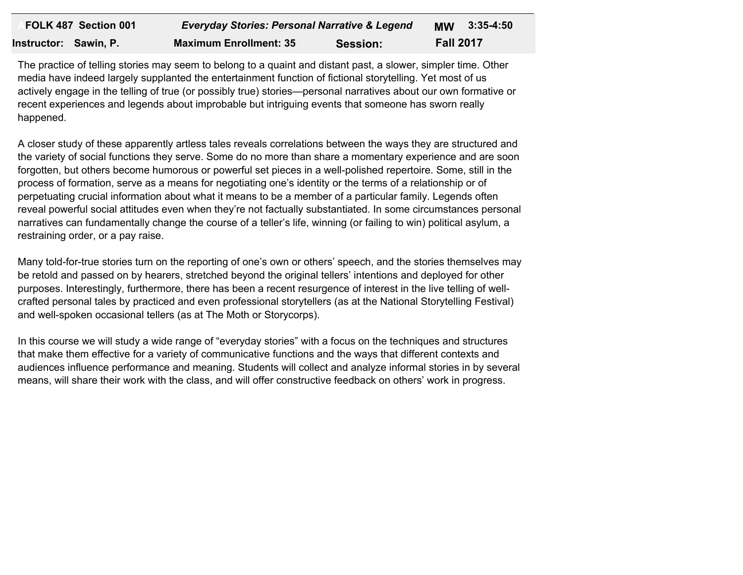**FOLK 487 Section 001** *Everyday Stories: Personal Narrative & Legend* **MW 3:35-4:50**
**Instructor: Sawin, P.** **Maximum Enrollment: 35** **Session: Fall 2017**

The practice of telling stories may seem to belong to a quaint and distant past, a slower, simpler time. Other media have indeed largely supplanted the entertainment function of fictional storytelling. Yet most of us actively engage in the telling of true (or possibly true) stories—personal narratives about our own formative or recent experiences and legends about improbable but intriguing events that someone has sworn really happened.

A closer study of these apparently artless tales reveals correlations between the ways they are structured and the variety of social functions they serve. Some do no more than share a momentary experience and are soon forgotten, but others become humorous or powerful set pieces in a well-polished repertoire. Some, still in the process of formation, serve as a means for negotiating one's identity or the terms of a relationship or of perpetuating crucial information about what it means to be a member of a particular family. Legends often reveal powerful social attitudes even when they're not factually substantiated. In some circumstances personal narratives can fundamentally change the course of a teller's life, winning (or failing to win) political asylum, a restraining order, or a pay raise.

Many told-for-true stories turn on the reporting of one's own or others' speech, and the stories themselves may be retold and passed on by hearers, stretched beyond the original tellers' intentions and deployed for other purposes. Interestingly, furthermore, there has been a recent resurgence of interest in the live telling of well-crafted personal tales by practiced and even professional storytellers (as at the National Storytelling Festival) and well-spoken occasional tellers (as at The Moth or Storycorps).

In this course we will study a wide range of "everyday stories" with a focus on the techniques and structures that make them effective for a variety of communicative functions and the ways that different contexts and audiences influence performance and meaning. Students will collect and analyze informal stories in by several means, will share their work with the class, and will offer constructive feedback on others' work in progress.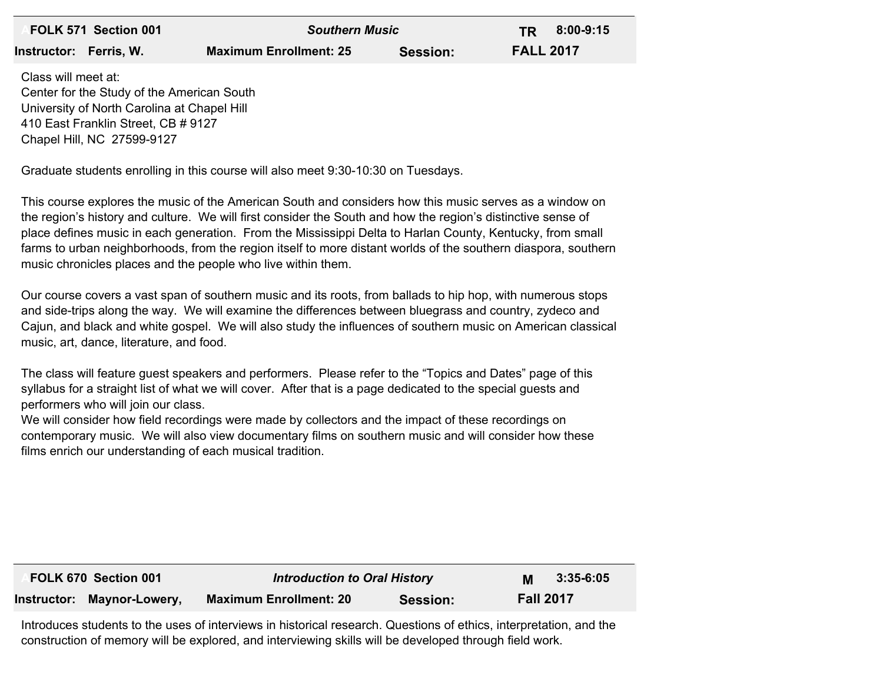**FOLK 571 Section 001** | ***Southern Music*** | **TR 8:00-9:15**

**Instructor: Ferris, W.** | **Maximum Enrollment: 25** | **Session: FALL 2017**

Class will meet at:
Center for the Study of the American South
University of North Carolina at Chapel Hill
410 East Franklin Street, CB # 9127
Chapel Hill, NC 27599-9127

Graduate students enrolling in this course will also meet 9:30-10:30 on Tuesdays.

This course explores the music of the American South and considers how this music serves as a window on the region's history and culture. We will first consider the South and how the region's distinctive sense of place defines music in each generation. From the Mississippi Delta to Harlan County, Kentucky, from small farms to urban neighborhoods, from the region itself to more distant worlds of the southern diaspora, southern music chronicles places and the people who live within them.

Our course covers a vast span of southern music and its roots, from ballads to hip hop, with numerous stops and side-trips along the way. We will examine the differences between bluegrass and country, zydeco and Cajun, and black and white gospel. We will also study the influences of southern music on American classical music, art, dance, literature, and food.

The class will feature guest speakers and performers. Please refer to the "Topics and Dates" page of this syllabus for a straight list of what we will cover. After that is a page dedicated to the special guests and performers who will join our class.
We will consider how field recordings were made by collectors and the impact of these recordings on contemporary music. We will also view documentary films on southern music and will consider how these films enrich our understanding of each musical tradition.

**FOLK 670 Section 001** | ***Introduction to Oral History*** | **M 3:35-6:05**

**Instructor: Maynor-Lowery,** | **Maximum Enrollment: 20** | **Session: Fall 2017**

Introduces students to the uses of interviews in historical research. Questions of ethics, interpretation, and the construction of memory will be explored, and interviewing skills will be developed through field work.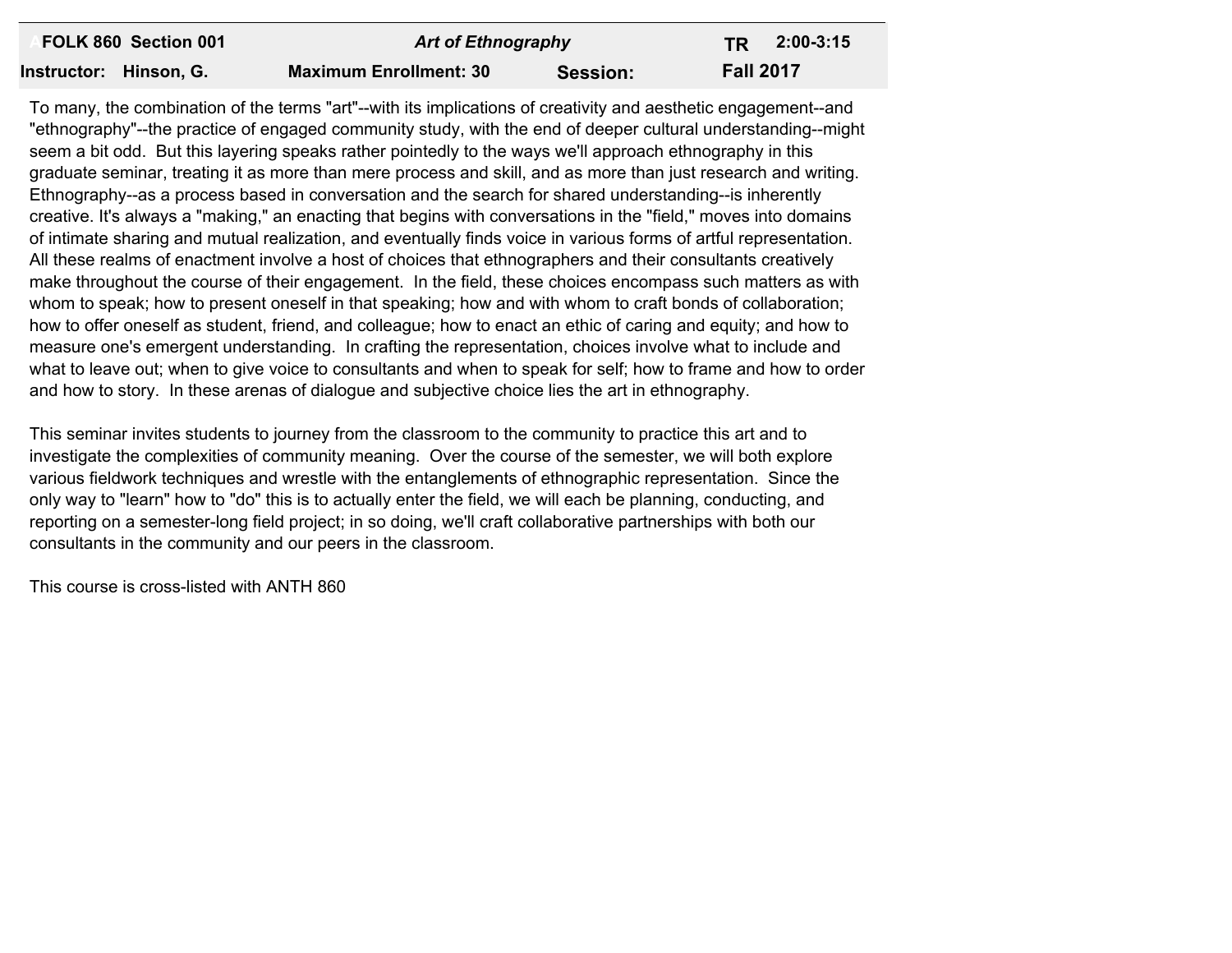**FOLK 860 Section 001** | ***Art of Ethnography*** | **TR 2:00-3:15**

**Instructor: Hinson, G.** | **Maximum Enrollment: 30** | **Session: Fall 2017**

To many, the combination of the terms "art"--with its implications of creativity and aesthetic engagement--and "ethnography"--the practice of engaged community study, with the end of deeper cultural understanding--might seem a bit odd. But this layering speaks rather pointedly to the ways we'll approach ethnography in this graduate seminar, treating it as more than mere process and skill, and as more than just research and writing. Ethnography--as a process based in conversation and the search for shared understanding--is inherently creative. It's always a "making," an enacting that begins with conversations in the "field," moves into domains of intimate sharing and mutual realization, and eventually finds voice in various forms of artful representation. All these realms of enactment involve a host of choices that ethnographers and their consultants creatively make throughout the course of their engagement. In the field, these choices encompass such matters as with whom to speak; how to present oneself in that speaking; how and with whom to craft bonds of collaboration; how to offer oneself as student, friend, and colleague; how to enact an ethic of caring and equity; and how to measure one's emergent understanding. In crafting the representation, choices involve what to include and what to leave out; when to give voice to consultants and when to speak for self; how to frame and how to order and how to story. In these arenas of dialogue and subjective choice lies the art in ethnography.

This seminar invites students to journey from the classroom to the community to practice this art and to investigate the complexities of community meaning. Over the course of the semester, we will both explore various fieldwork techniques and wrestle with the entanglements of ethnographic representation. Since the only way to "learn" how to "do" this is to actually enter the field, we will each be planning, conducting, and reporting on a semester-long field project; in so doing, we'll craft collaborative partnerships with both our consultants in the community and our peers in the classroom.

This course is cross-listed with ANTH 860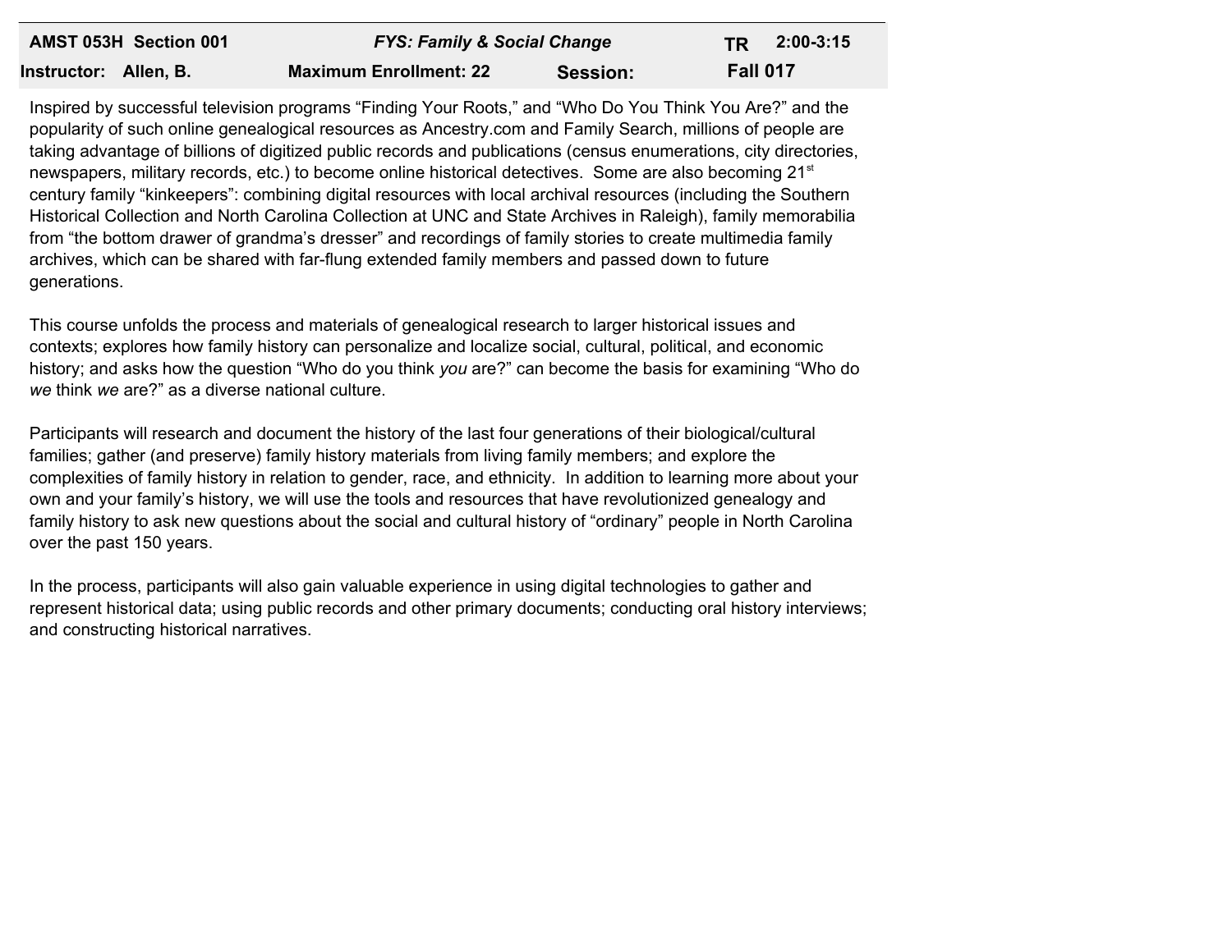| | | | |
|---|---|---|---|
| **AMST 053H Section 001** | ***FYS: Family & Social Change*** | **TR** | **2:00-3:15** |
| **Instructor: Allen, B.** | **Maximum Enrollment: 22** | **Session:** | **Fall 017** |

Inspired by successful television programs "Finding Your Roots," and "Who Do You Think You Are?" and the popularity of such online genealogical resources as Ancestry.com and Family Search, millions of people are taking advantage of billions of digitized public records and publications (census enumerations, city directories, newspapers, military records, etc.) to become online historical detectives. Some are also becoming 21st century family "kinkeepers": combining digital resources with local archival resources (including the Southern Historical Collection and North Carolina Collection at UNC and State Archives in Raleigh), family memorabilia from "the bottom drawer of grandma's dresser" and recordings of family stories to create multimedia family archives, which can be shared with far-flung extended family members and passed down to future generations.

This course unfolds the process and materials of genealogical research to larger historical issues and contexts; explores how family history can personalize and localize social, cultural, political, and economic history; and asks how the question "Who do you think *you* are?" can become the basis for examining "Who do *we* think *we* are?" as a diverse national culture.

Participants will research and document the history of the last four generations of their biological/cultural families; gather (and preserve) family history materials from living family members; and explore the complexities of family history in relation to gender, race, and ethnicity. In addition to learning more about your own and your family's history, we will use the tools and resources that have revolutionized genealogy and family history to ask new questions about the social and cultural history of "ordinary" people in North Carolina over the past 150 years.

In the process, participants will also gain valuable experience in using digital technologies to gather and represent historical data; using public records and other primary documents; conducting oral history interviews; and constructing historical narratives.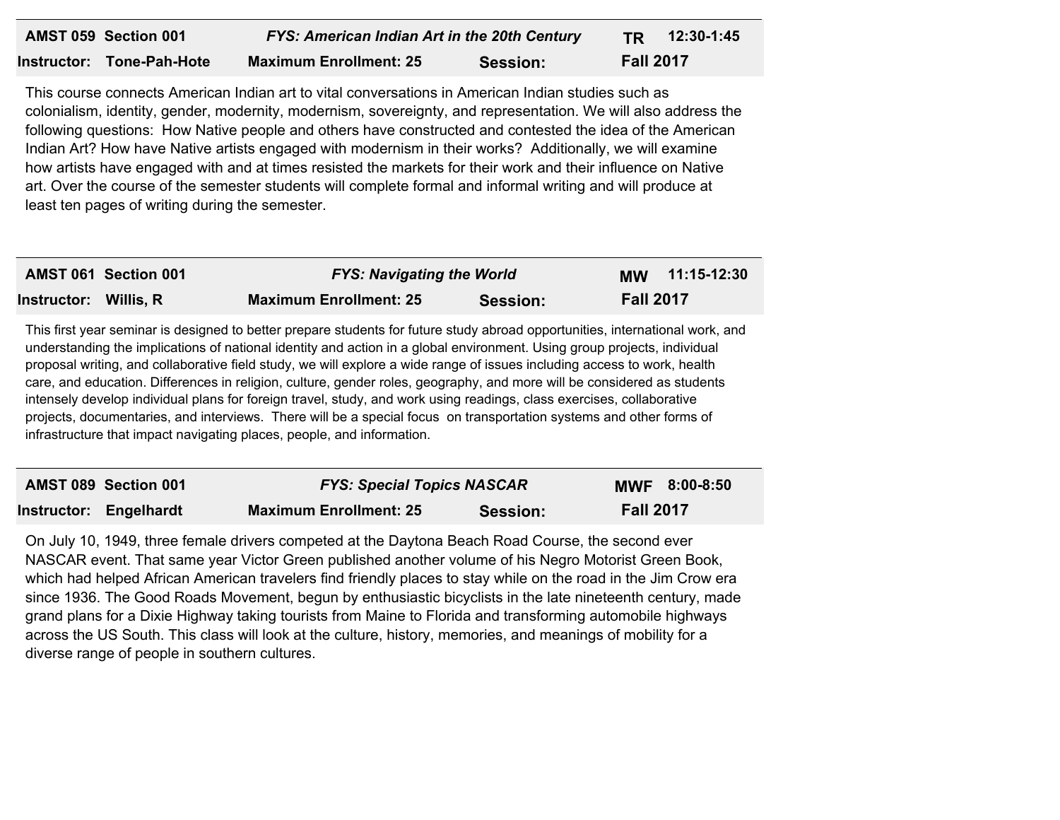**AMST 059 Section 001** | ***FYS: American Indian Art in the 20th Century*** | **TR 12:30-1:45**

**Instructor: Tone-Pah-Hote** | **Maximum Enrollment: 25** | **Session: Fall 2017**

This course connects American Indian art to vital conversations in American Indian studies such as colonialism, identity, gender, modernity, modernism, sovereignty, and representation. We will also address the following questions: How Native people and others have constructed and contested the idea of the American Indian Art? How have Native artists engaged with modernism in their works? Additionally, we will examine how artists have engaged with and at times resisted the markets for their work and their influence on Native art. Over the course of the semester students will complete formal and informal writing and will produce at least ten pages of writing during the semester.

---

**AMST 061 Section 001** | ***FYS: Navigating the World*** | **MW 11:15-12:30**

**Instructor: Willis, R** | **Maximum Enrollment: 25** | **Session: Fall 2017**

This first year seminar is designed to better prepare students for future study abroad opportunities, international work, and understanding the implications of national identity and action in a global environment. Using group projects, individual proposal writing, and collaborative field study, we will explore a wide range of issues including access to work, health care, and education. Differences in religion, culture, gender roles, geography, and more will be considered as students intensely develop individual plans for foreign travel, study, and work using readings, class exercises, collaborative projects, documentaries, and interviews. There will be a special focus on transportation systems and other forms of infrastructure that impact navigating places, people, and information.

---

**AMST 089 Section 001** | ***FYS: Special Topics NASCAR*** | **MWF 8:00-8:50**

**Instructor: Engelhardt** | **Maximum Enrollment: 25** | **Session: Fall 2017**

On July 10, 1949, three female drivers competed at the Daytona Beach Road Course, the second ever NASCAR event. That same year Victor Green published another volume of his Negro Motorist Green Book, which had helped African American travelers find friendly places to stay while on the road in the Jim Crow era since 1936. The Good Roads Movement, begun by enthusiastic bicyclists in the late nineteenth century, made grand plans for a Dixie Highway taking tourists from Maine to Florida and transforming automobile highways across the US South. This class will look at the culture, history, memories, and meanings of mobility for a diverse range of people in southern cultures.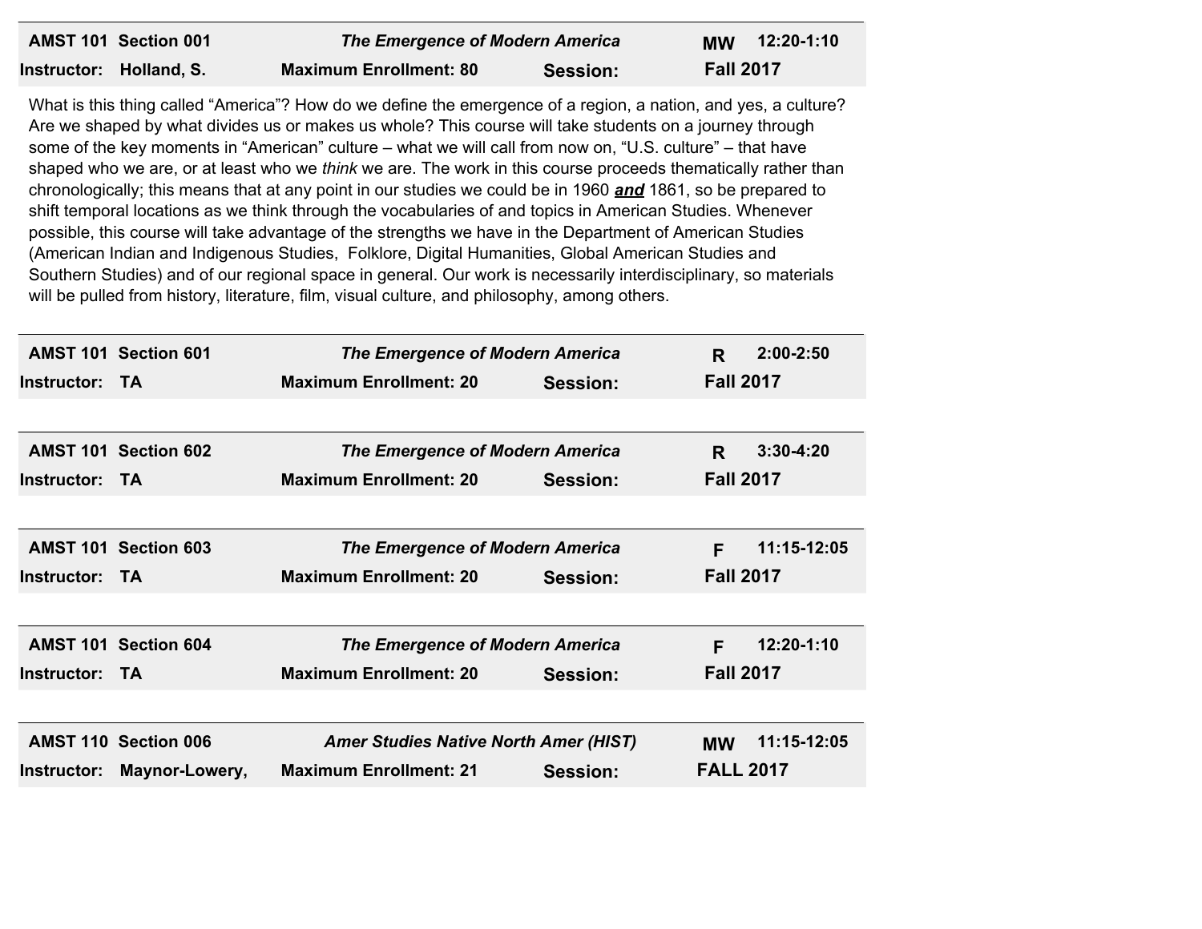| | | | |
|---|---|---|---|
| **AMST 101 Section 001** | ***The Emergence of Modern America*** | **MW** | **12:20-1:10** |
| **Instructor: Holland, S.** | **Maximum Enrollment: 80** | **Session:** | **Fall 2017** |

What is this thing called "America"? How do we define the emergence of a region, a nation, and yes, a culture? Are we shaped by what divides us or makes us whole? This course will take students on a journey through some of the key moments in "American" culture – what we will call from now on, "U.S. culture" – that have shaped who we are, or at least who we *think* we are. The work in this course proceeds thematically rather than chronologically; this means that at any point in our studies we could be in 1960 ***and*** 1861, so be prepared to shift temporal locations as we think through the vocabularies of and topics in American Studies. Whenever possible, this course will take advantage of the strengths we have in the Department of American Studies (American Indian and Indigenous Studies, Folklore, Digital Humanities, Global American Studies and Southern Studies) and of our regional space in general. Our work is necessarily interdisciplinary, so materials will be pulled from history, literature, film, visual culture, and philosophy, among others.

| | | | |
|---|---|---|---|
| **AMST 101 Section 601** | ***The Emergence of Modern America*** | **R** | **2:00-2:50** |
| **Instructor: TA** | **Maximum Enrollment: 20** | **Session:** | **Fall 2017** |

| | | | |
|---|---|---|---|
| **AMST 101 Section 602** | ***The Emergence of Modern America*** | **R** | **3:30-4:20** |
| **Instructor: TA** | **Maximum Enrollment: 20** | **Session:** | **Fall 2017** |

| | | | |
|---|---|---|---|
| **AMST 101 Section 603** | ***The Emergence of Modern America*** | **F** | **11:15-12:05** |
| **Instructor: TA** | **Maximum Enrollment: 20** | **Session:** | **Fall 2017** |

| | | | |
|---|---|---|---|
| **AMST 101 Section 604** | ***The Emergence of Modern America*** | **F** | **12:20-1:10** |
| **Instructor: TA** | **Maximum Enrollment: 20** | **Session:** | **Fall 2017** |

| | | | |
|---|---|---|---|
| **AMST 110 Section 006** | ***Amer Studies Native North Amer (HIST)*** | **MW** | **11:15-12:05** |
| **Instructor: Maynor-Lowery,** | **Maximum Enrollment: 21** | **Session:** | **FALL 2017** |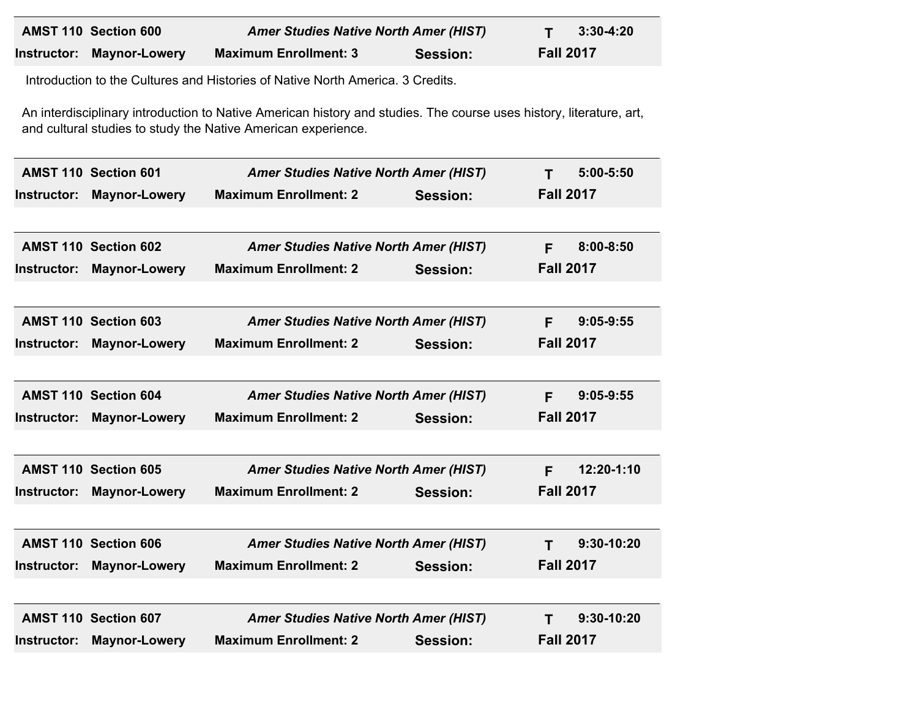**AMST 110 Section 600** ***Amer Studies Native North Amer (HIST)*** **T 3:30-4:20**
**Instructor: Maynor-Lowery** **Maximum Enrollment: 3** **Session: Fall 2017**

Introduction to the Cultures and Histories of Native North America. 3 Credits.

An interdisciplinary introduction to Native American history and studies. The course uses history, literature, art, and cultural studies to study the Native American experience.

**AMST 110 Section 601** ***Amer Studies Native North Amer (HIST)*** **T 5:00-5:50**
**Instructor: Maynor-Lowery** **Maximum Enrollment: 2** **Session: Fall 2017**

**AMST 110 Section 602** ***Amer Studies Native North Amer (HIST)*** **F 8:00-8:50**
**Instructor: Maynor-Lowery** **Maximum Enrollment: 2** **Session: Fall 2017**

**AMST 110 Section 603** ***Amer Studies Native North Amer (HIST)*** **F 9:05-9:55**
**Instructor: Maynor-Lowery** **Maximum Enrollment: 2** **Session: Fall 2017**

**AMST 110 Section 604** ***Amer Studies Native North Amer (HIST)*** **F 9:05-9:55**
**Instructor: Maynor-Lowery** **Maximum Enrollment: 2** **Session: Fall 2017**

**AMST 110 Section 605** ***Amer Studies Native North Amer (HIST)*** **F 12:20-1:10**
**Instructor: Maynor-Lowery** **Maximum Enrollment: 2** **Session: Fall 2017**

**AMST 110 Section 606** ***Amer Studies Native North Amer (HIST)*** **T 9:30-10:20**
**Instructor: Maynor-Lowery** **Maximum Enrollment: 2** **Session: Fall 2017**

**AMST 110 Section 607** ***Amer Studies Native North Amer (HIST)*** **T 9:30-10:20**
**Instructor: Maynor-Lowery** **Maximum Enrollment: 2** **Session: Fall 2017**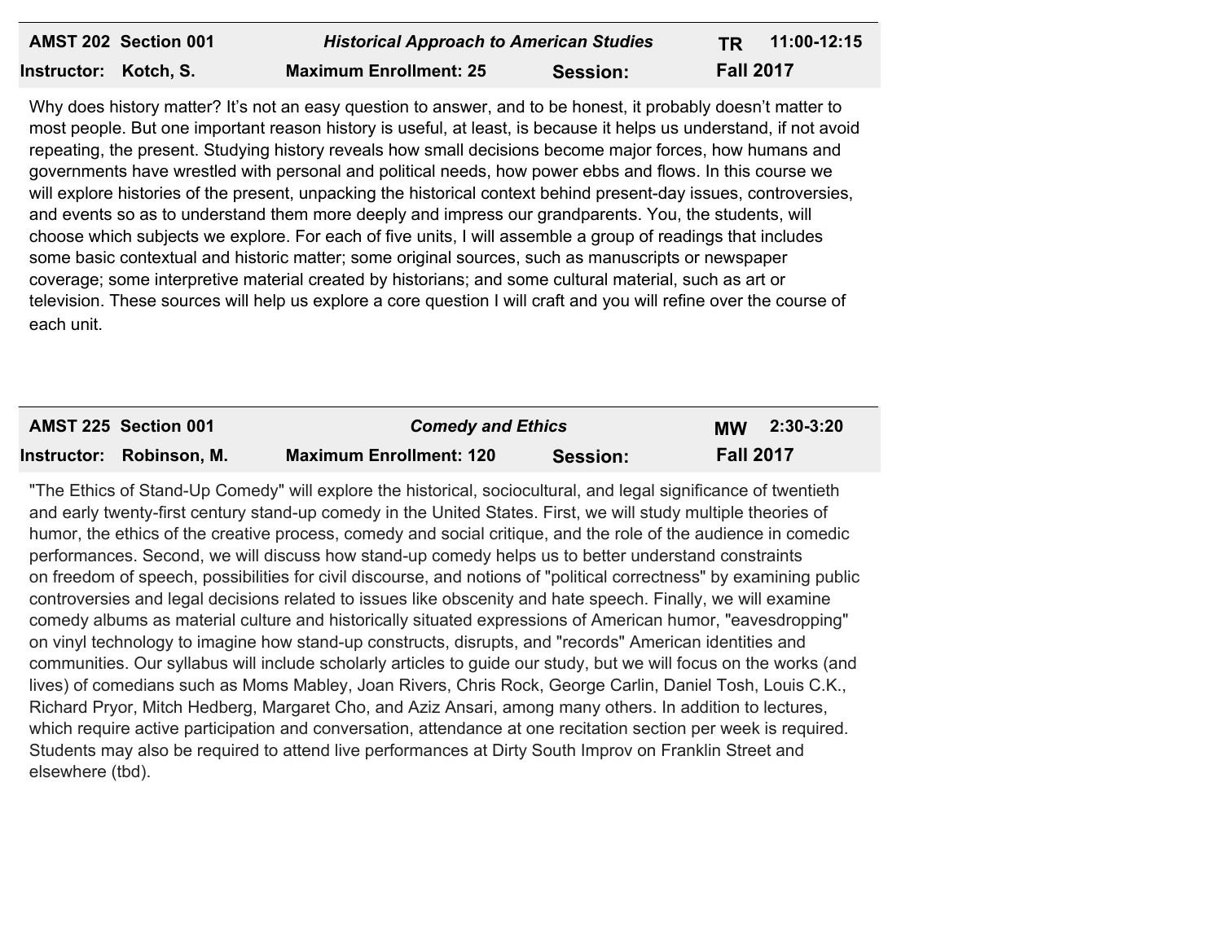| AMST 202 Section 001 | *Historical Approach to American Studies* | TR | 11:00-12:15 |
|---|---|---|---|
| **Instructor:** Kotch, S. | **Maximum Enrollment:** 25 | **Session:** | Fall 2017 |

Why does history matter? It's not an easy question to answer, and to be honest, it probably doesn't matter to most people. But one important reason history is useful, at least, is because it helps us understand, if not avoid repeating, the present. Studying history reveals how small decisions become major forces, how humans and governments have wrestled with personal and political needs, how power ebbs and flows. In this course we will explore histories of the present, unpacking the historical context behind present-day issues, controversies, and events so as to understand them more deeply and impress our grandparents. You, the students, will choose which subjects we explore. For each of five units, I will assemble a group of readings that includes some basic contextual and historic matter; some original sources, such as manuscripts or newspaper coverage; some interpretive material created by historians; and some cultural material, such as art or television. These sources will help us explore a core question I will craft and you will refine over the course of each unit.

| AMST 225 Section 001 | *Comedy and Ethics* | MW | 2:30-3:20 |
|---|---|---|---|
| **Instructor:** Robinson, M. | **Maximum Enrollment:** 120 | **Session:** | Fall 2017 |

"The Ethics of Stand-Up Comedy" will explore the historical, sociocultural, and legal significance of twentieth and early twenty-first century stand-up comedy in the United States. First, we will study multiple theories of humor, the ethics of the creative process, comedy and social critique, and the role of the audience in comedic performances. Second, we will discuss how stand-up comedy helps us to better understand constraints on freedom of speech, possibilities for civil discourse, and notions of "political correctness" by examining public controversies and legal decisions related to issues like obscenity and hate speech. Finally, we will examine comedy albums as material culture and historically situated expressions of American humor, "eavesdropping" on vinyl technology to imagine how stand-up constructs, disrupts, and "records" American identities and communities. Our syllabus will include scholarly articles to guide our study, but we will focus on the works (and lives) of comedians such as Moms Mabley, Joan Rivers, Chris Rock, George Carlin, Daniel Tosh, Louis C.K., Richard Pryor, Mitch Hedberg, Margaret Cho, and Aziz Ansari, among many others. In addition to lectures, which require active participation and conversation, attendance at one recitation section per week is required. Students may also be required to attend live performances at Dirty South Improv on Franklin Street and elsewhere (tbd).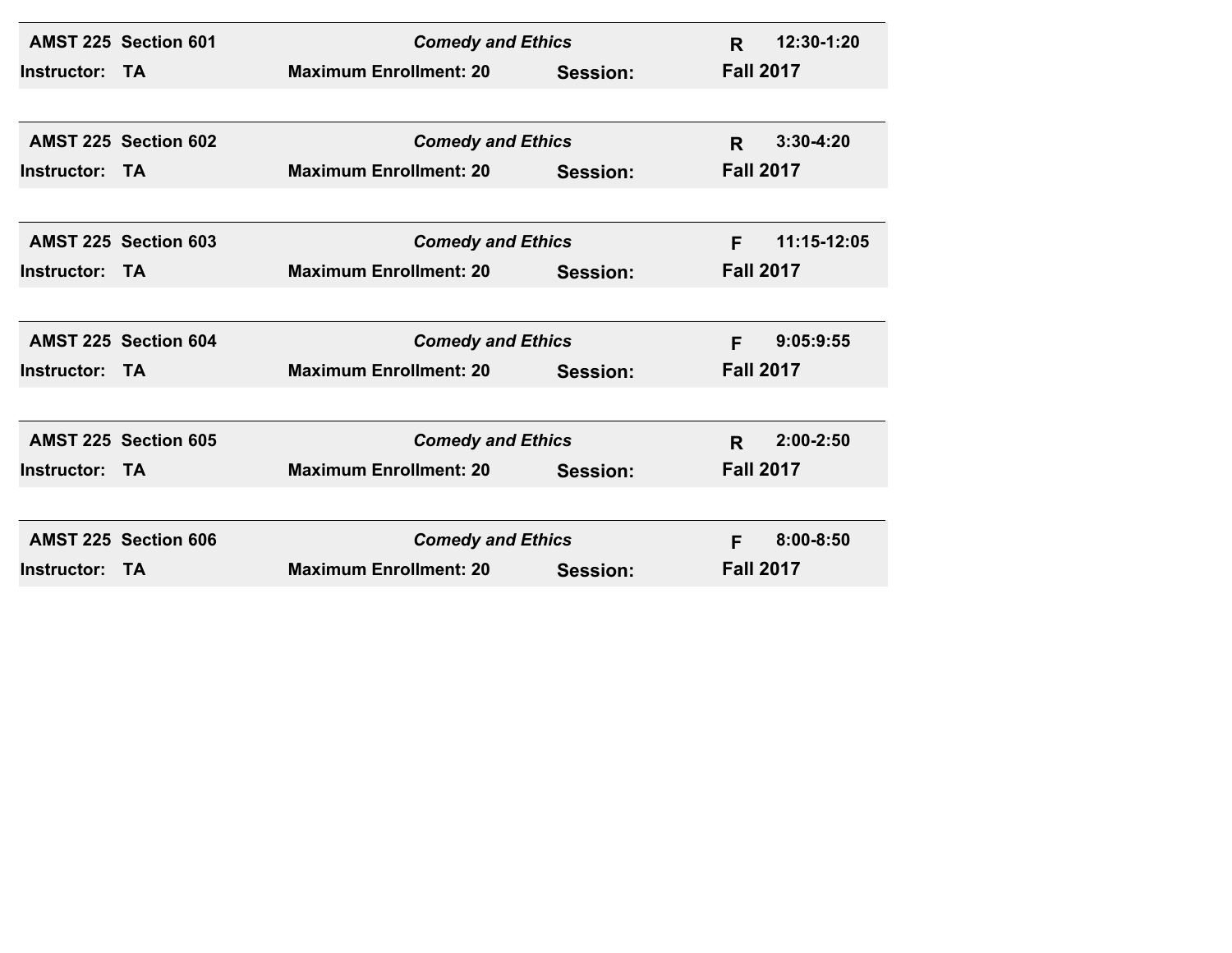**AMST 225 Section 601** | ***Comedy and Ethics*** | **R** | **12:30-1:20**

**Instructor:** **TA** | **Maximum Enrollment: 20** | **Session:** | **Fall 2017**

**AMST 225 Section 602** | ***Comedy and Ethics*** | **R** | **3:30-4:20**

**Instructor:** **TA** | **Maximum Enrollment: 20** | **Session:** | **Fall 2017**

**AMST 225 Section 603** | ***Comedy and Ethics*** | **F** | **11:15-12:05**

**Instructor:** **TA** | **Maximum Enrollment: 20** | **Session:** | **Fall 2017**

**AMST 225 Section 604** | ***Comedy and Ethics*** | **F** | **9:05:9:55**

**Instructor:** **TA** | **Maximum Enrollment: 20** | **Session:** | **Fall 2017**

**AMST 225 Section 605** | ***Comedy and Ethics*** | **R** | **2:00-2:50**

**Instructor:** **TA** | **Maximum Enrollment: 20** | **Session:** | **Fall 2017**

**AMST 225 Section 606** | ***Comedy and Ethics*** | **F** | **8:00-8:50**

**Instructor:** **TA** | **Maximum Enrollment: 20** | **Session:** | **Fall 2017**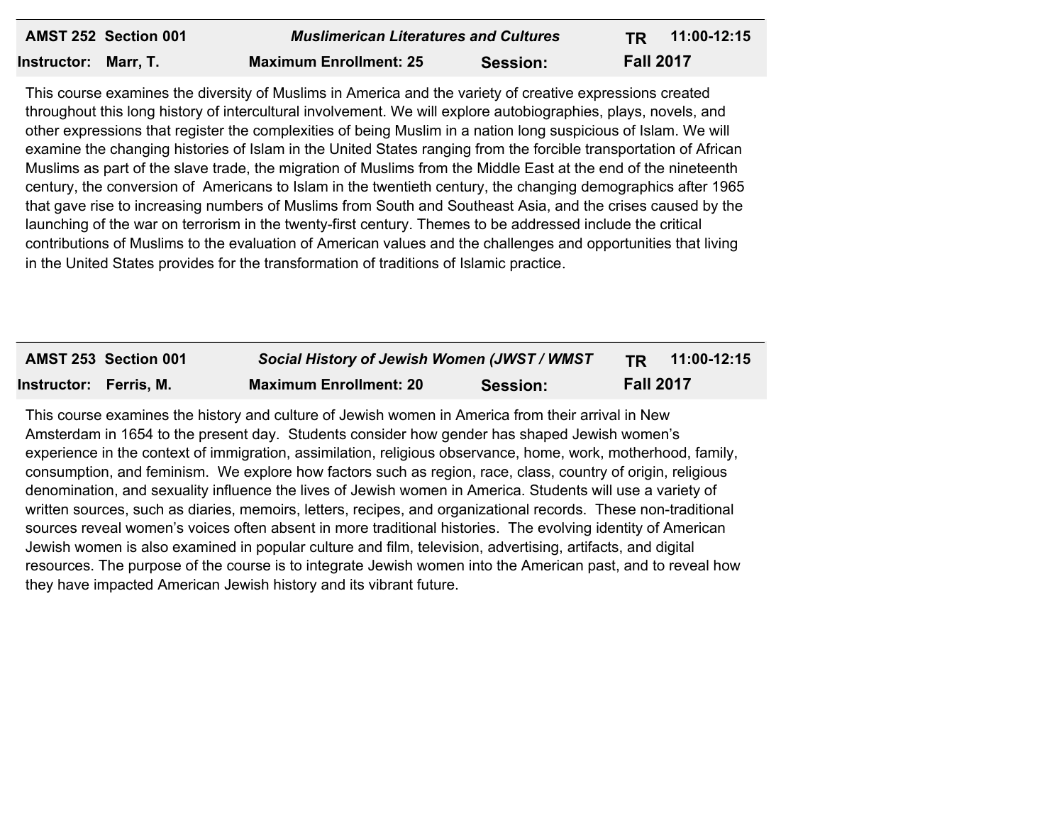| | | | |
|---|---|---|---|
| **AMST 252 Section 001** | ***Muslimerican Literatures and Cultures*** | **TR** | **11:00-12:15** |
| **Instructor: Marr, T.** | **Maximum Enrollment: 25** | **Session:** | **Fall 2017** |

This course examines the diversity of Muslims in America and the variety of creative expressions created throughout this long history of intercultural involvement. We will explore autobiographies, plays, novels, and other expressions that register the complexities of being Muslim in a nation long suspicious of Islam. We will examine the changing histories of Islam in the United States ranging from the forcible transportation of African Muslims as part of the slave trade, the migration of Muslims from the Middle East at the end of the nineteenth century, the conversion of Americans to Islam in the twentieth century, the changing demographics after 1965 that gave rise to increasing numbers of Muslims from South and Southeast Asia, and the crises caused by the launching of the war on terrorism in the twenty-first century. Themes to be addressed include the critical contributions of Muslims to the evaluation of American values and the challenges and opportunities that living in the United States provides for the transformation of traditions of Islamic practice.

| | | | |
|---|---|---|---|
| **AMST 253 Section 001** | ***Social History of Jewish Women (JWST / WMST*** | **TR** | **11:00-12:15** |
| **Instructor: Ferris, M.** | **Maximum Enrollment: 20** | **Session:** | **Fall 2017** |

This course examines the history and culture of Jewish women in America from their arrival in New Amsterdam in 1654 to the present day. Students consider how gender has shaped Jewish women's experience in the context of immigration, assimilation, religious observance, home, work, motherhood, family, consumption, and feminism. We explore how factors such as region, race, class, country of origin, religious denomination, and sexuality influence the lives of Jewish women in America. Students will use a variety of written sources, such as diaries, memoirs, letters, recipes, and organizational records. These non-traditional sources reveal women's voices often absent in more traditional histories. The evolving identity of American Jewish women is also examined in popular culture and film, television, advertising, artifacts, and digital resources. The purpose of the course is to integrate Jewish women into the American past, and to reveal how they have impacted American Jewish history and its vibrant future.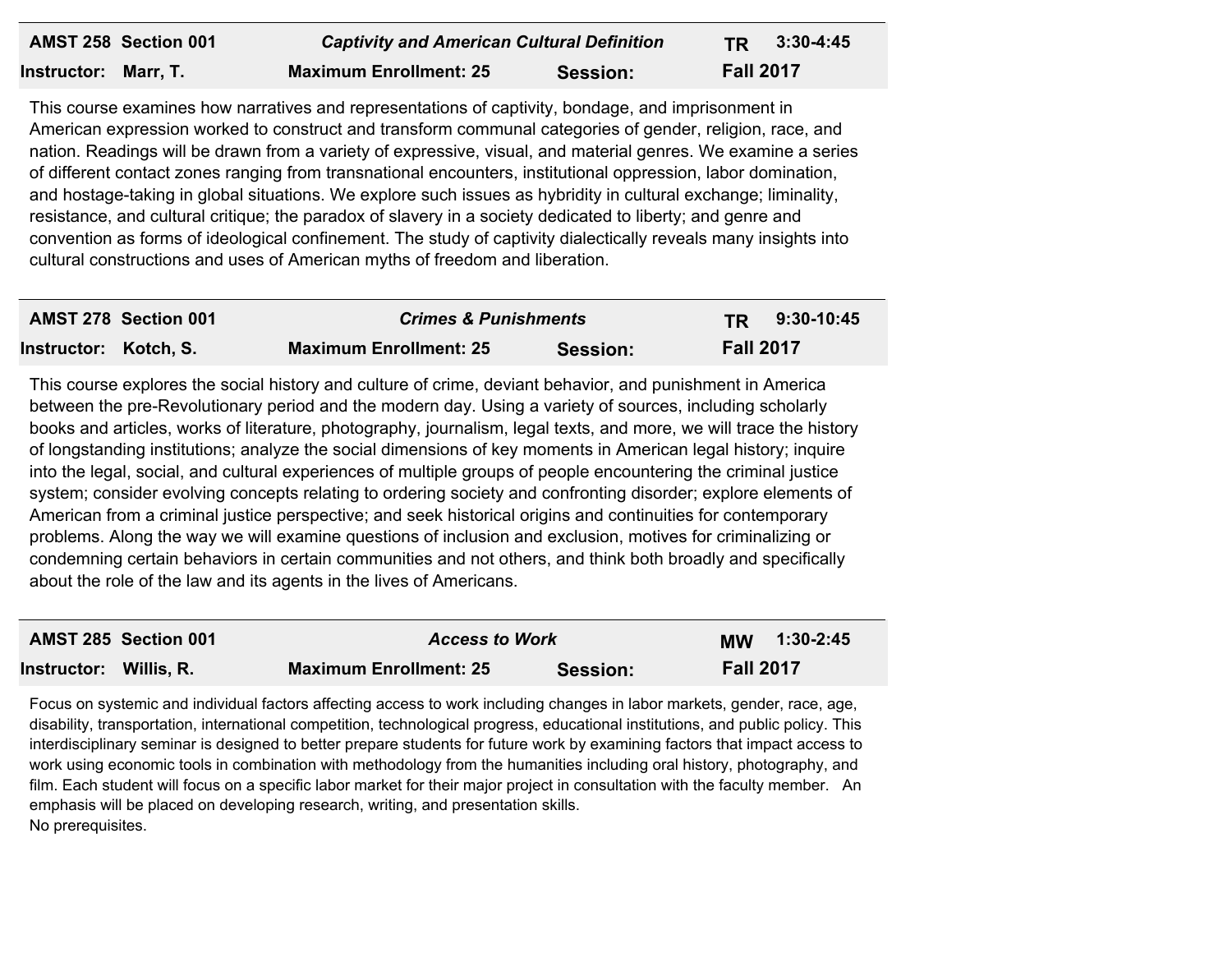**AMST 258 Section 001** | ***Captivity and American Cultural Definition*** | **TR 3:30-4:45**

**Instructor: Marr, T.** | **Maximum Enrollment: 25** | **Session: Fall 2017**

This course examines how narratives and representations of captivity, bondage, and imprisonment in American expression worked to construct and transform communal categories of gender, religion, race, and nation. Readings will be drawn from a variety of expressive, visual, and material genres. We examine a series of different contact zones ranging from transnational encounters, institutional oppression, labor domination, and hostage-taking in global situations. We explore such issues as hybridity in cultural exchange; liminality, resistance, and cultural critique; the paradox of slavery in a society dedicated to liberty; and genre and convention as forms of ideological confinement. The study of captivity dialectically reveals many insights into cultural constructions and uses of American myths of freedom and liberation.

---

**AMST 278 Section 001** | ***Crimes & Punishments*** | **TR 9:30-10:45**

**Instructor: Kotch, S.** | **Maximum Enrollment: 25** | **Session: Fall 2017**

This course explores the social history and culture of crime, deviant behavior, and punishment in America between the pre-Revolutionary period and the modern day. Using a variety of sources, including scholarly books and articles, works of literature, photography, journalism, legal texts, and more, we will trace the history of longstanding institutions; analyze the social dimensions of key moments in American legal history; inquire into the legal, social, and cultural experiences of multiple groups of people encountering the criminal justice system; consider evolving concepts relating to ordering society and confronting disorder; explore elements of American from a criminal justice perspective; and seek historical origins and continuities for contemporary problems. Along the way we will examine questions of inclusion and exclusion, motives for criminalizing or condemning certain behaviors in certain communities and not others, and think both broadly and specifically about the role of the law and its agents in the lives of Americans.

---

**AMST 285 Section 001** | ***Access to Work*** | **MW 1:30-2:45**

**Instructor: Willis, R.** | **Maximum Enrollment: 25** | **Session: Fall 2017**

Focus on systemic and individual factors affecting access to work including changes in labor markets, gender, race, age, disability, transportation, international competition, technological progress, educational institutions, and public policy. This interdisciplinary seminar is designed to better prepare students for future work by examining factors that impact access to work using economic tools in combination with methodology from the humanities including oral history, photography, and film. Each student will focus on a specific labor market for their major project in consultation with the faculty member. An emphasis will be placed on developing research, writing, and presentation skills.

No prerequisites.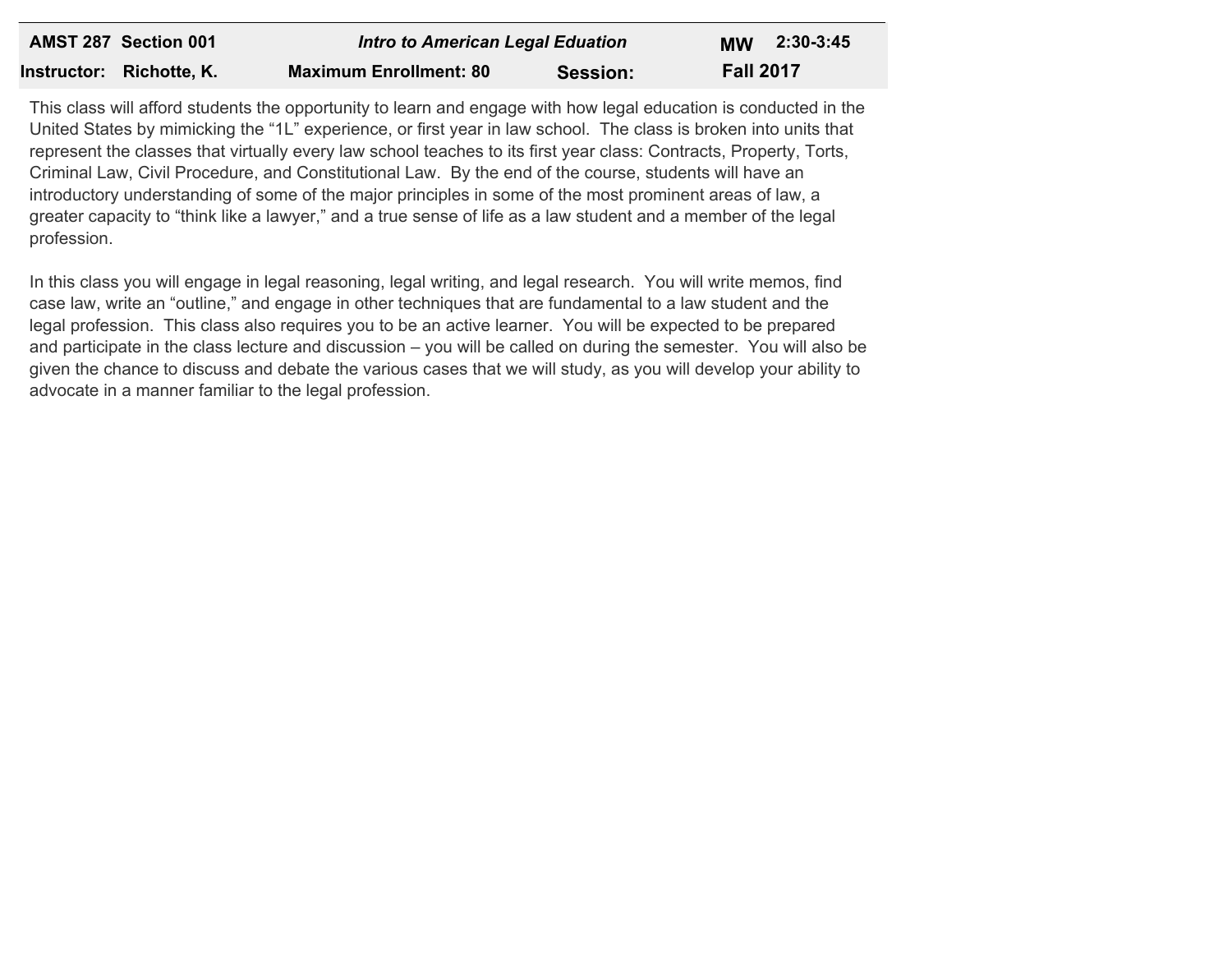| | | | |
|---|---|---|---|
| **AMST 287 Section 001** | ***Intro to American Legal Eduation*** | | **MW 2:30-3:45** |
| **Instructor: Richotte, K.** | **Maximum Enrollment: 80** | **Session:** | **Fall 2017** |

This class will afford students the opportunity to learn and engage with how legal education is conducted in the United States by mimicking the “1L” experience, or first year in law school. The class is broken into units that represent the classes that virtually every law school teaches to its first year class: Contracts, Property, Torts, Criminal Law, Civil Procedure, and Constitutional Law. By the end of the course, students will have an introductory understanding of some of the major principles in some of the most prominent areas of law, a greater capacity to “think like a lawyer,” and a true sense of life as a law student and a member of the legal profession.

In this class you will engage in legal reasoning, legal writing, and legal research. You will write memos, find case law, write an “outline,” and engage in other techniques that are fundamental to a law student and the legal profession. This class also requires you to be an active learner. You will be expected to be prepared and participate in the class lecture and discussion – you will be called on during the semester. You will also be given the chance to discuss and debate the various cases that we will study, as you will develop your ability to advocate in a manner familiar to the legal profession.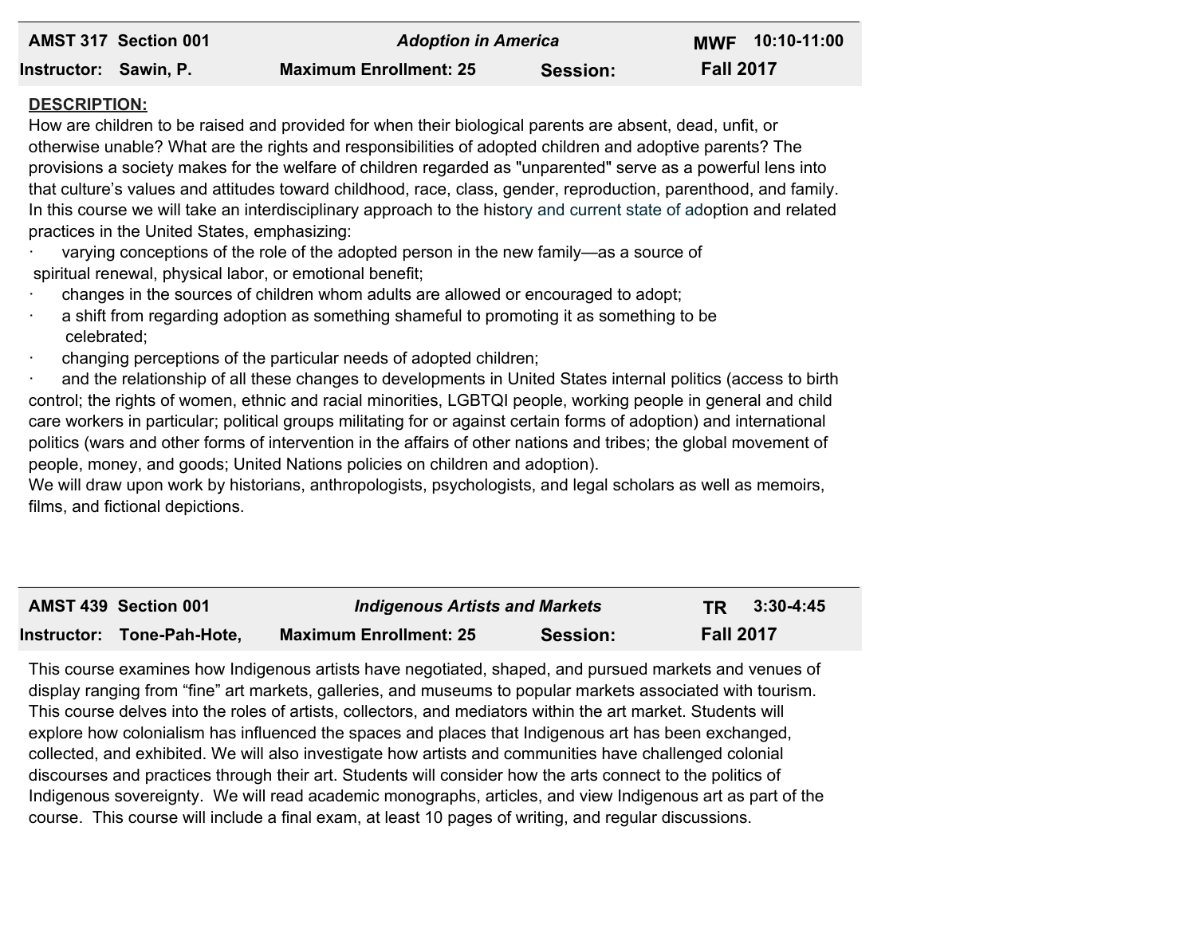| AMST 317 Section 001 | *Adoption in America* | | MWF 10:10-11:00 |
| --- | --- | --- | --- |
| Instructor: Sawin, P. | Maximum Enrollment: 25 | Session: | Fall 2017 |

**DESCRIPTION:**

How are children to be raised and provided for when their biological parents are absent, dead, unfit, or otherwise unable? What are the rights and responsibilities of adopted children and adoptive parents? The provisions a society makes for the welfare of children regarded as "unparented" serve as a powerful lens into that culture's values and attitudes toward childhood, race, class, gender, reproduction, parenthood, and family. In this course we will take an interdisciplinary approach to the history and current state of adoption and related practices in the United States, emphasizing:

- varying conceptions of the role of the adopted person in the new family—as a source of spiritual renewal, physical labor, or emotional benefit;
- changes in the sources of children whom adults are allowed or encouraged to adopt;
- a shift from regarding adoption as something shameful to promoting it as something to be celebrated;
- changing perceptions of the particular needs of adopted children;
- and the relationship of all these changes to developments in United States internal politics (access to birth control; the rights of women, ethnic and racial minorities, LGBTQI people, working people in general and child care workers in particular; political groups militating for or against certain forms of adoption) and international politics (wars and other forms of intervention in the affairs of other nations and tribes; the global movement of people, money, and goods; United Nations policies on children and adoption).

We will draw upon work by historians, anthropologists, psychologists, and legal scholars as well as memoirs, films, and fictional depictions.

| AMST 439 Section 001 | *Indigenous Artists and Markets* | | TR 3:30-4:45 |
| --- | --- | --- | --- |
| Instructor: Tone-Pah-Hote, | Maximum Enrollment: 25 | Session: | Fall 2017 |

This course examines how Indigenous artists have negotiated, shaped, and pursued markets and venues of display ranging from "fine" art markets, galleries, and museums to popular markets associated with tourism. This course delves into the roles of artists, collectors, and mediators within the art market. Students will explore how colonialism has influenced the spaces and places that Indigenous art has been exchanged, collected, and exhibited. We will also investigate how artists and communities have challenged colonial discourses and practices through their art. Students will consider how the arts connect to the politics of Indigenous sovereignty. We will read academic monographs, articles, and view Indigenous art as part of the course. This course will include a final exam, at least 10 pages of writing, and regular discussions.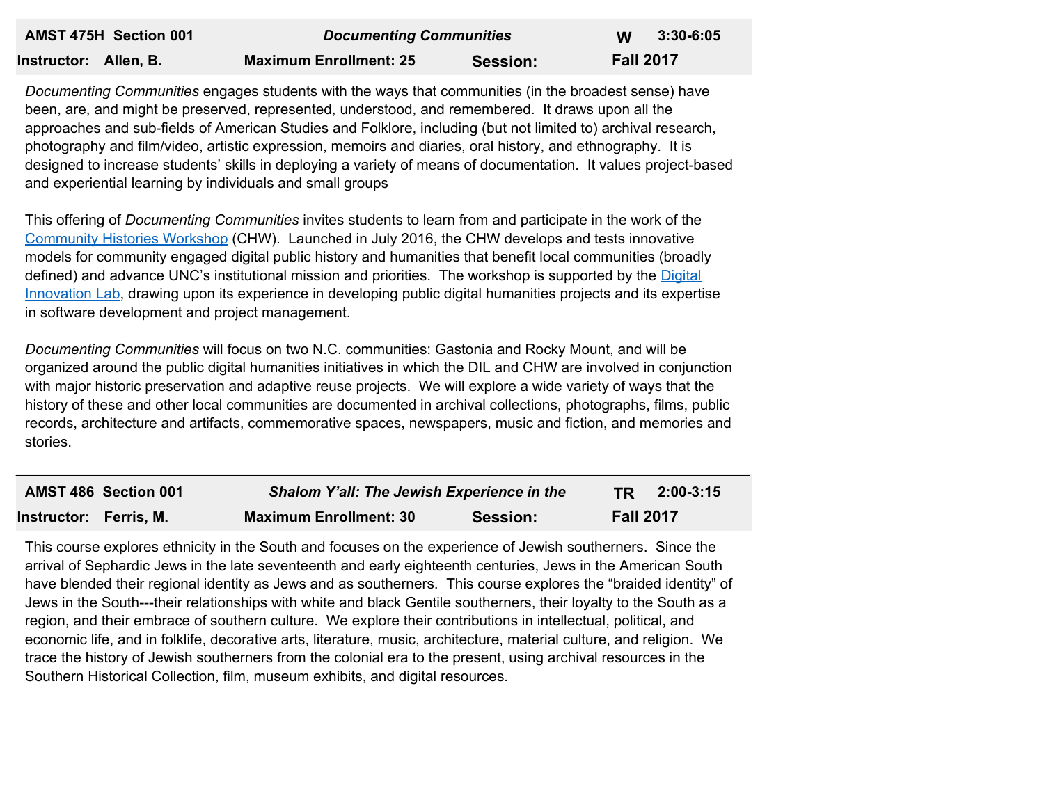| **AMST 475H Section 001** | ***Documenting Communities*** | **W** | **3:30-6:05** |
|---|---|---|---|
| **Instructor: Allen, B.** | **Maximum Enrollment: 25** | **Session:** | **Fall 2017** |

*Documenting Communities* engages students with the ways that communities (in the broadest sense) have been, are, and might be preserved, represented, understood, and remembered. It draws upon all the approaches and sub-fields of American Studies and Folklore, including (but not limited to) archival research, photography and film/video, artistic expression, memoirs and diaries, oral history, and ethnography. It is designed to increase students' skills in deploying a variety of means of documentation. It values project-based and experiential learning by individuals and small groups

This offering of *Documenting Communities* invites students to learn from and participate in the work of the Community Histories Workshop (CHW). Launched in July 2016, the CHW develops and tests innovative models for community engaged digital public history and humanities that benefit local communities (broadly defined) and advance UNC's institutional mission and priorities. The workshop is supported by the Digital Innovation Lab, drawing upon its experience in developing public digital humanities projects and its expertise in software development and project management.

*Documenting Communities* will focus on two N.C. communities: Gastonia and Rocky Mount, and will be organized around the public digital humanities initiatives in which the DIL and CHW are involved in conjunction with major historic preservation and adaptive reuse projects. We will explore a wide variety of ways that the history of these and other local communities are documented in archival collections, photographs, films, public records, architecture and artifacts, commemorative spaces, newspapers, music and fiction, and memories and stories.

| **AMST 486 Section 001** | ***Shalom Y'all: The Jewish Experience in the*** | **TR** | **2:00-3:15** |
|---|---|---|---|
| **Instructor: Ferris, M.** | **Maximum Enrollment: 30** | **Session:** | **Fall 2017** |

This course explores ethnicity in the South and focuses on the experience of Jewish southerners. Since the arrival of Sephardic Jews in the late seventeenth and early eighteenth centuries, Jews in the American South have blended their regional identity as Jews and as southerners. This course explores the "braided identity" of Jews in the South---their relationships with white and black Gentile southerners, their loyalty to the South as a region, and their embrace of southern culture. We explore their contributions in intellectual, political, and economic life, and in folklife, decorative arts, literature, music, architecture, material culture, and religion. We trace the history of Jewish southerners from the colonial era to the present, using archival resources in the Southern Historical Collection, film, museum exhibits, and digital resources.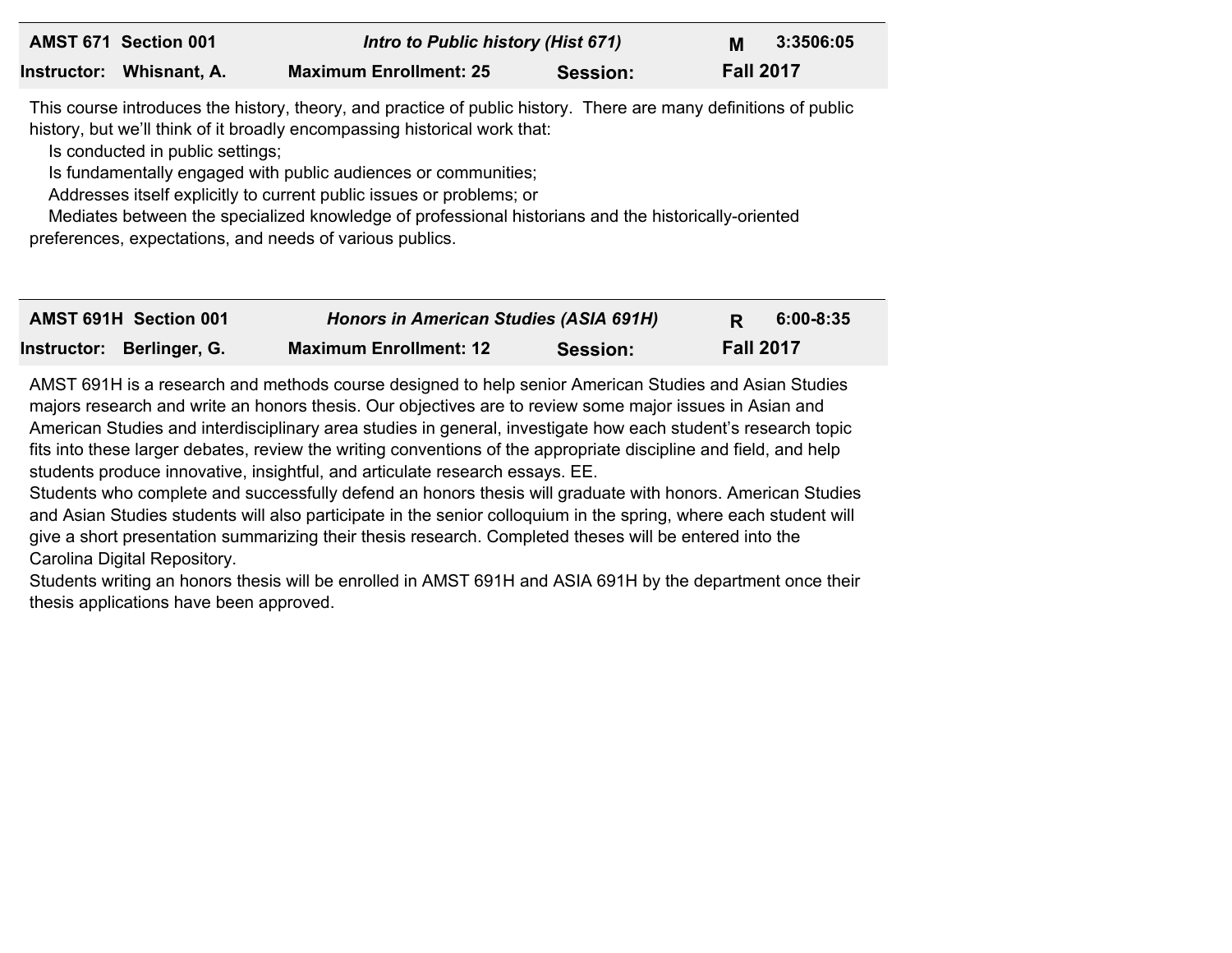**AMST 671 Section 001** | ***Intro to Public history (Hist 671)*** | **M** | **3:3506:05**

**Instructor: Whisnant, A.** | **Maximum Enrollment: 25** | **Session: Fall 2017**

This course introduces the history, theory, and practice of public history. There are many definitions of public history, but we'll think of it broadly encompassing historical work that:

Is conducted in public settings;

Is fundamentally engaged with public audiences or communities;

Addresses itself explicitly to current public issues or problems; or

Mediates between the specialized knowledge of professional historians and the historically-oriented preferences, expectations, and needs of various publics.

---

**AMST 691H Section 001** | ***Honors in American Studies (ASIA 691H)*** | **R** | **6:00-8:35**

**Instructor: Berlinger, G.** | **Maximum Enrollment: 12** | **Session: Fall 2017**

AMST 691H is a research and methods course designed to help senior American Studies and Asian Studies majors research and write an honors thesis. Our objectives are to review some major issues in Asian and American Studies and interdisciplinary area studies in general, investigate how each student's research topic fits into these larger debates, review the writing conventions of the appropriate discipline and field, and help students produce innovative, insightful, and articulate research essays. EE.

Students who complete and successfully defend an honors thesis will graduate with honors. American Studies and Asian Studies students will also participate in the senior colloquium in the spring, where each student will give a short presentation summarizing their thesis research. Completed theses will be entered into the Carolina Digital Repository.

Students writing an honors thesis will be enrolled in AMST 691H and ASIA 691H by the department once their thesis applications have been approved.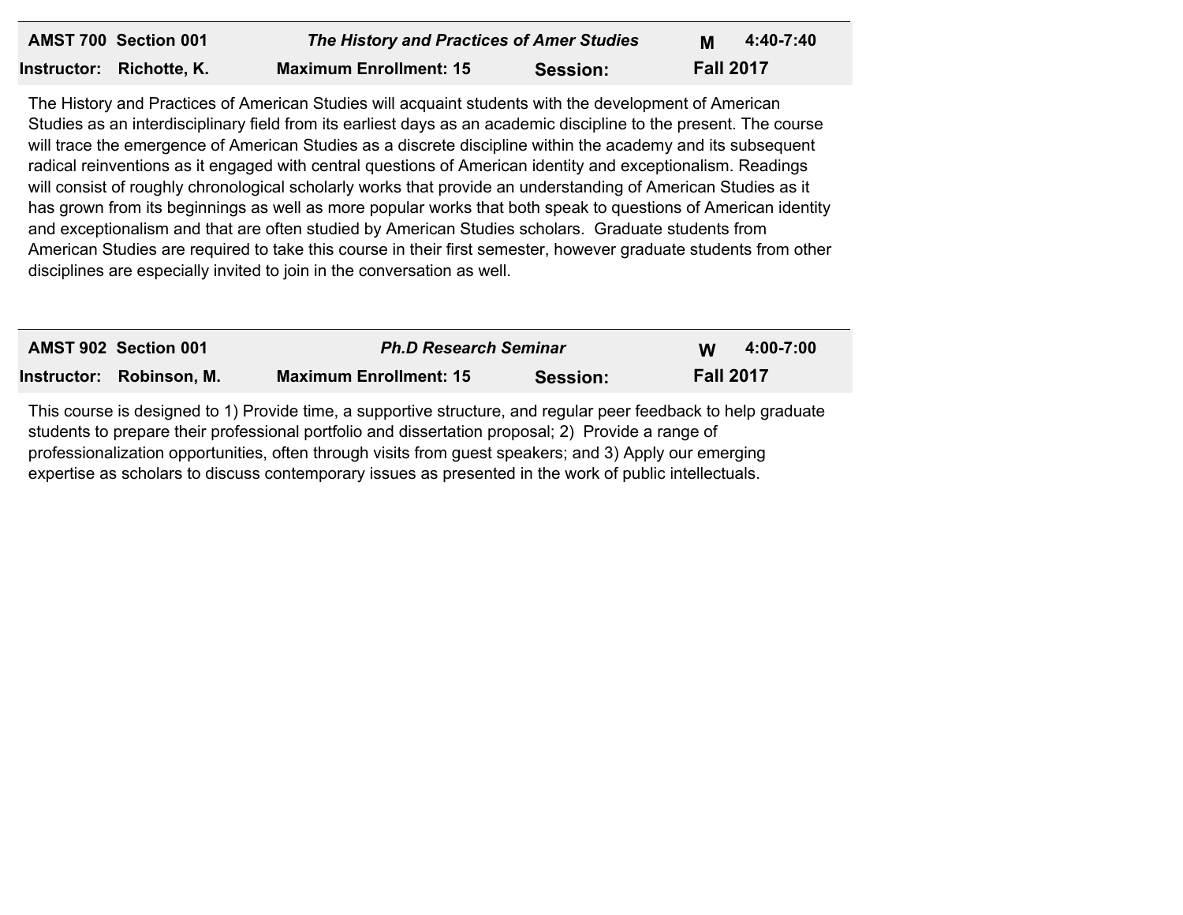| | | | | |
|---|---|---|---|---|
| **AMST 700 Section 001** | | ***The History and Practices of Amer Studies*** | **M** | **4:40-7:40** |
| **Instructor:** | **Richotte, K.** | **Maximum Enrollment: 15** | **Session:** | **Fall 2017** |

The History and Practices of American Studies will acquaint students with the development of American Studies as an interdisciplinary field from its earliest days as an academic discipline to the present. The course will trace the emergence of American Studies as a discrete discipline within the academy and its subsequent radical reinventions as it engaged with central questions of American identity and exceptionalism. Readings will consist of roughly chronological scholarly works that provide an understanding of American Studies as it has grown from its beginnings as well as more popular works that both speak to questions of American identity and exceptionalism and that are often studied by American Studies scholars. Graduate students from American Studies are required to take this course in their first semester, however graduate students from other disciplines are especially invited to join in the conversation as well.

| | | | | |
|---|---|---|---|---|
| **AMST 902 Section 001** | | ***Ph.D Research Seminar*** | **W** | **4:00-7:00** |
| **Instructor:** | **Robinson, M.** | **Maximum Enrollment: 15** | **Session:** | **Fall 2017** |

This course is designed to 1) Provide time, a supportive structure, and regular peer feedback to help graduate students to prepare their professional portfolio and dissertation proposal; 2) Provide a range of professionalization opportunities, often through visits from guest speakers; and 3) Apply our emerging expertise as scholars to discuss contemporary issues as presented in the work of public intellectuals.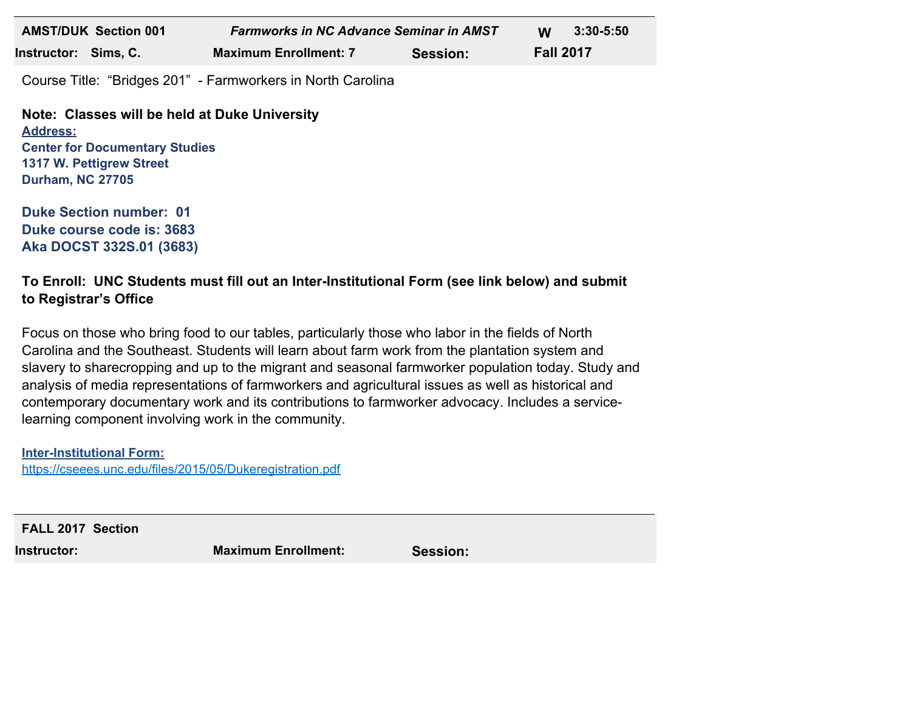| | | | |
|---|---|---|---|
| **AMST/DUK Section 001** | ***Farmworks in NC Advance Seminar in AMST*** | **W** | **3:30-5:50** |
| **Instructor: Sims, C.** | **Maximum Enrollment: 7** | **Session:** | **Fall 2017** |

Course Title: "Bridges 201" - Farmworkers in North Carolina

**Note: Classes will be held at Duke University**

**Address:**
**Center for Documentary Studies**
**1317 W. Pettigrew Street**
**Durham, NC 27705**

**Duke Section number: 01**
**Duke course code is: 3683**
**Aka DOCST 332S.01 (3683)**

**To Enroll: UNC Students must fill out an Inter-Institutional Form (see link below) and submit to Registrar's Office**

Focus on those who bring food to our tables, particularly those who labor in the fields of North Carolina and the Southeast. Students will learn about farm work from the plantation system and slavery to sharecropping and up to the migrant and seasonal farmworker population today. Study and analysis of media representations of farmworkers and agricultural issues as well as historical and contemporary documentary work and its contributions to farmworker advocacy. Includes a service-learning component involving work in the community.

**Inter-Institutional Form:**
https://cseees.unc.edu/files/2015/05/Dukeregistration.pdf

| | | |
|---|---|---|
| **FALL 2017 Section** | | |
| **Instructor:** | **Maximum Enrollment:** | **Session:** |